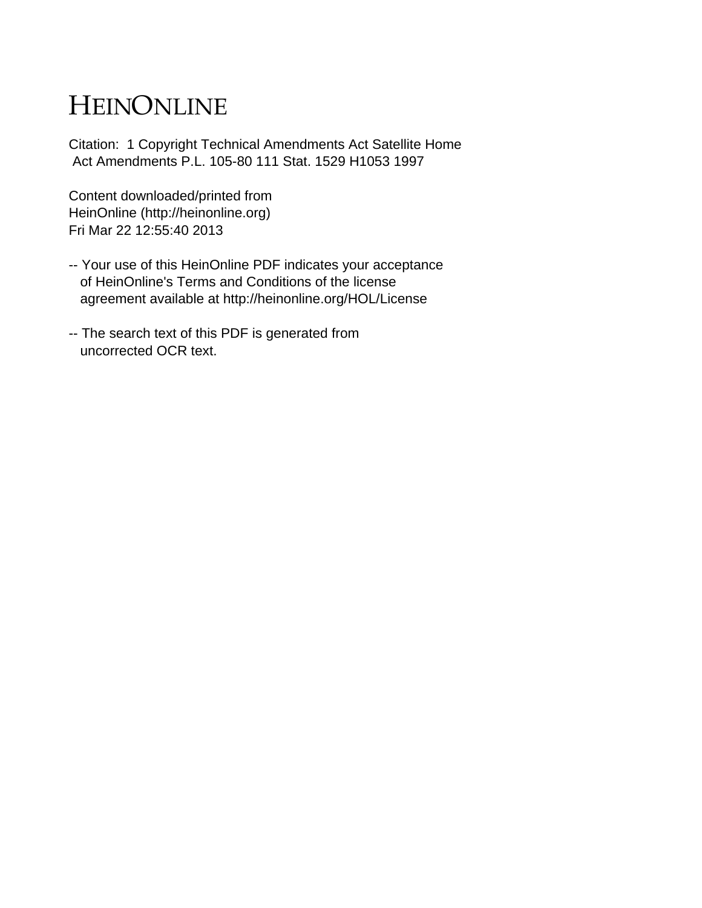# HEINONLINE

Citation: 1 Copyright Technical Amendments Act Satellite Home Act Amendments P.L. 105-80 111 Stat. 1529 H1053 1997

Content downloaded/printed from HeinOnline (http://heinonline.org)
Fri Mar 22 12:55:40 2013

-- Your use of this HeinOnline PDF indicates your acceptance of HeinOnline's Terms and Conditions of the license agreement available at http://heinonline.org/HOL/License

-- The search text of this PDF is generated from uncorrected OCR text.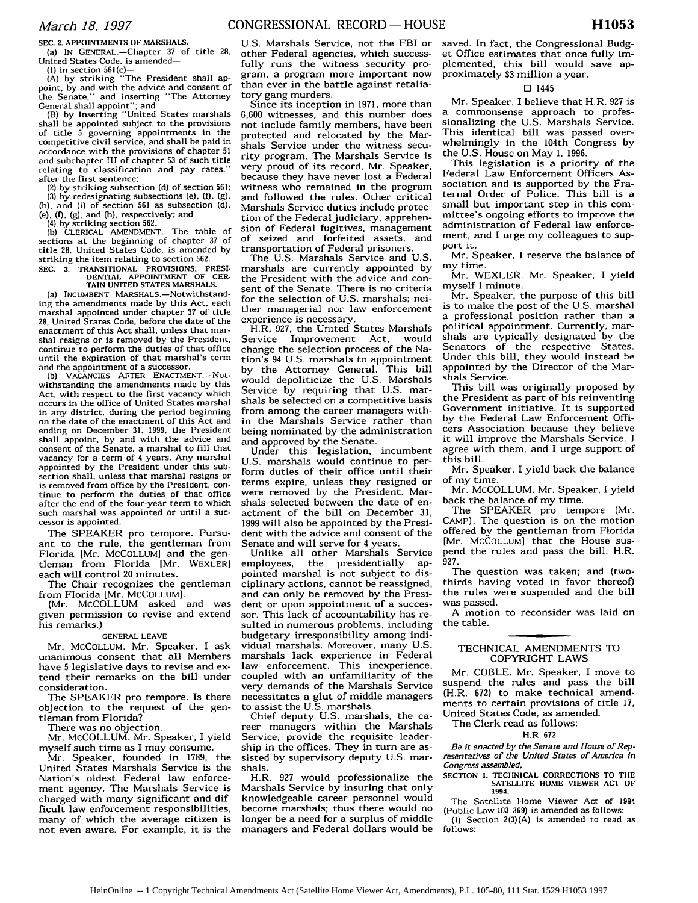SEC. 2. APPOINTMENTS OF MARSHALS.

(a) IN GENERAL.—Chapter 37 of title 28, United States Code, is amended—

(1) in section 561(c)—

(A) by striking "The President shall appoint, by and with the advice and consent of the Senate," and inserting "The Attorney General shall appoint"; and

(B) by inserting "United States marshals shall be appointed subject to the provisions of title 5 governing appointments in the competitive civil service, and shall be paid in accordance with the provisions of chapter 51 and subchapter III of chapter 53 of such title relating to classification and pay rates." after the first sentence;

(2) by striking subsection (d) of section 561;

(3) by redesignating subsections (e), (f), (g), (h), and (i) of section 561 as subsection (d), (e), (f), (g), and (h), respectively; and

(4) by striking section 562.

(b) CLERICAL AMENDMENT.—The table of sections at the beginning of chapter 37 of title 28, United States Code, is amended by striking the item relating to section 562.

SEC. 3. TRANSITIONAL PROVISIONS; PRESIDENTIAL APPOINTMENT OF CERTAIN UNITED STATES MARSHALS.

(a) INCUMBENT MARSHALS.—Notwithstanding the amendments made by this Act, each marshal appointed under chapter 37 of title 28, United States Code, before the date of the enactment of this Act shall, unless that marshal resigns or is removed by the President, continue to perform the duties of that office until the expiration of that marshal's term and the appointment of a successor.

(b) VACANCIES AFTER ENACTMENT.—Notwithstanding the amendments made by this Act, with respect to the first vacancy which occurs in the office of United States marshal in any district, during the period beginning on the date of the enactment of this Act and ending on December 31, 1999, the President shall appoint, by and with the advice and consent of the Senate, a marshal to fill that vacancy for a term of 4 years. Any marshal appointed by the President under this subsection shall, unless that marshal resigns or is removed from office by the President, continue to perform the duties of that office after the end of the four-year term to which such marshal was appointed or until a successor is appointed.

The SPEAKER pro tempore. Pursuant to the rule, the gentleman from Florida [Mr. MCCOLLUM] and the gentleman from Florida [Mr. WEXLER] each will control 20 minutes.

The Chair recognizes the gentleman from Florida [Mr. MCCOLLUM].

(Mr. MCCOLLUM asked and was given permission to revise and extend his remarks.)

GENERAL LEAVE

Mr. MCCOLLUM. Mr. Speaker, I ask unanimous consent that all Members have 5 legislative days to revise and extend their remarks on the bill under consideration.

The SPEAKER pro tempore. Is there objection to the request of the gentleman from Florida?

There was no objection.

Mr. MCCOLLUM. Mr. Speaker, I yield myself such time as I may consume.

Mr. Speaker, founded in 1789, the United States Marshals Service is the Nation's oldest Federal law enforcement agency. The Marshals Service is charged with many significant and difficult law enforcement responsibilities, many of which the average citizen is not even aware. For example, it is the U.S. Marshals Service, not the FBI or other Federal agencies, which successfully runs the witness security program, a program more important now than ever in the battle against retaliatory gang murders.

Since its inception in 1971, more than 6,600 witnesses, and this number does not include family members, have been protected and relocated by the Marshals Service under the witness security program. The Marshals Service is very proud of its record, Mr. Speaker, because they have never lost a Federal witness who remained in the program and followed the rules. Other critical Marshals Service duties include protection of the Federal judiciary, apprehension of Federal fugitives, management of seized and forfeited assets, and transportation of Federal prisoners.

The U.S. Marshals Service and U.S. marshals are currently appointed by the President with the advice and consent of the Senate. There is no criteria for the selection of U.S. marshals; neither managerial nor law enforcement experience is necessary.

H.R. 927, the United States Marshals Service Improvement Act, would change the selection process of the Nation's 94 U.S. marshals to appointment by the Attorney General. This bill would depoliticize the U.S. Marshals Service by requiring that U.S. marshals be selected on a competitive basis from among the career managers within the Marshals Service rather than being nominated by the administration and approved by the Senate.

Under this legislation, incumbent U.S. marshals would continue to perform duties of their office until their terms expire, unless they resigned or were removed by the President. Marshals selected between the date of enactment of the bill on December 31, 1999 will also be appointed by the President with the advice and consent of the Senate and will serve for 4 years.

Unlike all other Marshals Service employees, the presidentially appointed marshal is not subject to disciplinary actions, cannot be reassigned, and can only be removed by the President or upon appointment of a successor. This lack of accountability has resulted in numerous problems, including budgetary irresponsibility among individual marshals. Moreover, many U.S. marshals lack experience in Federal law enforcement. This inexperience, coupled with an unfamiliarity of the very demands of the Marshals Service necessitates a glut of middle managers to assist the U.S. marshals.

Chief deputy U.S. marshals, the career managers within the Marshals Service, provide the requisite leadership in the offices. They in turn are assisted by supervisory deputy U.S. marshals.

H.R. 927 would professionalize the Marshals Service by insuring that only knowledgeable career personnel would become marshals; thus there would no longer be a need for a surplus of middle managers and Federal dollars would be saved. In fact, the Congressional Budget Office estimates that once fully implemented, this bill would save approximately $3 million a year.

□ 1445

Mr. Speaker, I believe that H.R. 927 is a commonsense approach to professionalizing the U.S. Marshals Service. This identical bill was passed overwhelmingly in the 104th Congress by the U.S. House on May 1, 1996.

This legislation is a priority of the Federal Law Enforcement Officers Association and is supported by the Fraternal Order of Police. This bill is a small but important step in this committee's ongoing efforts to improve the administration of Federal law enforcement, and I urge my colleagues to support it.

Mr. Speaker, I reserve the balance of my time.

Mr. WEXLER. Mr. Speaker, I yield myself 1 minute.

Mr. Speaker, the purpose of this bill is to make the post of the U.S. marshal a professional position rather than a political appointment. Currently, marshals are typically designated by the Senators of the respective States. Under this bill, they would instead be appointed by the Director of the Marshals Service.

This bill was originally proposed by the President as part of his reinventing Government initiative. It is supported by the Federal Law Enforcement Officers Association because they believe it will improve the Marshals Service. I agree with them, and I urge support of this bill.

Mr. Speaker, I yield back the balance of my time.

Mr. MCCOLLUM. Mr. Speaker, I yield back the balance of my time.

The SPEAKER pro tempore (Mr. CAMP). The question is on the motion offered by the gentleman from Florida [Mr. MCCOLLUM] that the House suspend the rules and pass the bill, H.R. 927.

The question was taken; and (two-thirds having voted in favor thereof) the rules were suspended and the bill was passed.

A motion to reconsider was laid on the table.

## TECHNICAL AMENDMENTS TO COPYRIGHT LAWS

Mr. COBLE. Mr. Speaker, I move to suspend the rules and pass the bill (H.R. 672) to make technical amendments to certain provisions of title 17, United States Code, as amended.

The Clerk read as follows:

H.R. 672

*Be it enacted by the Senate and House of Representatives of the United States of America in Congress assembled,*

SECTION 1. TECHNICAL CORRECTIONS TO THE SATELLITE HOME VIEWER ACT OF 1994.

The Satellite Home Viewer Act of 1994 (Public Law 103-369) is amended as follows:

(1) Section 2(3)(A) is amended to read as follows: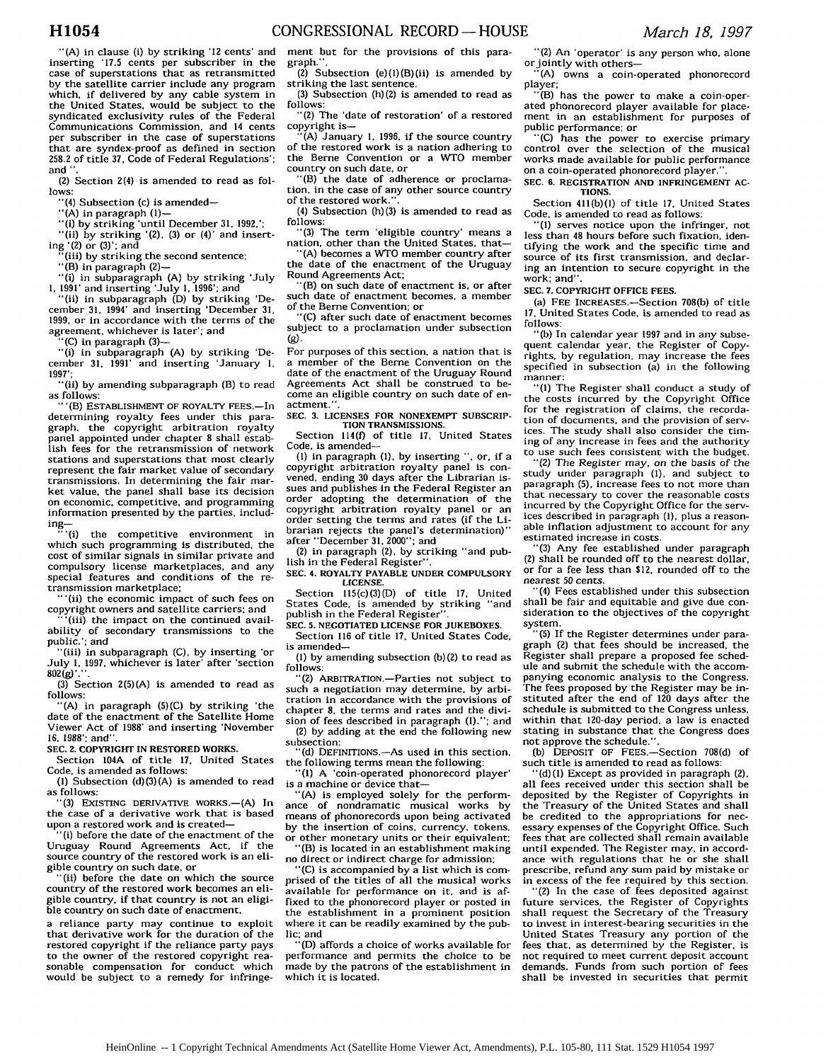"(A) in clause (i) by striking '12 cents' and inserting '17.5 cents per subscriber in the case of superstations that as retransmitted by the satellite carrier include any program which, if delivered by any cable system in the United States, would be subject to the syndicated exclusivity rules of the Federal Communications Commission, and 14 cents per subscriber in the case of superstations that are syndex-proof as defined in section 258.2 of title 37, Code of Federal Regulations'; and ".

(2) Section 2(4) is amended to read as follows:

"(4) Subsection (c) is amended—

"(A) in paragraph (1)—

"(i) by striking 'until December 31, 1992,';

"(ii) by striking '(2), (3) or (4)' and inserting '(2) or (3)'; and

"(iii) by striking the second sentence;

"(B) in paragraph (2)—

"(i) in subparagraph (A) by striking 'July 1, 1991' and inserting 'July 1, 1996'; and

"(ii) in subparagraph (D) by striking 'December 31, 1994' and inserting 'December 31, 1999, or in accordance with the terms of the agreement, whichever is later'; and

"(C) in paragraph (3)—

"(i) in subparagraph (A) by striking 'December 31, 1991' and inserting 'January 1, 1997';

"(ii) by amending subparagraph (B) to read as follows:

"'(B) ESTABLISHMENT OF ROYALTY FEES.—In determining royalty fees under this paragraph, the copyright arbitration royalty panel appointed under chapter 8 shall establish fees for the retransmission of network stations and superstations that most clearly represent the fair market value of secondary transmissions. In determining the fair market value, the panel shall base its decision on economic, competitive, and programming information presented by the parties, including—

"'(i) the competitive environment in which such programming is distributed, the cost of similar signals in similar private and compulsory license marketplaces, and any special features and conditions of the retransmission marketplace;

"'(ii) the economic impact of such fees on copyright owners and satellite carriers; and

"'(iii) the impact on the continued availability of secondary transmissions to the public.'; and

"(iii) in subparagraph (C), by inserting 'or July 1, 1997, whichever is later' after 'section 802(g)'.".

(3) Section 2(5)(A) is amended to read as follows:

"(A) in paragraph (5)(C) by striking 'the date of the enactment of the Satellite Home Viewer Act of 1988' and inserting 'November 16, 1988'; and".

**SEC. 2. COPYRIGHT IN RESTORED WORKS.**

Section 104A of title 17, United States Code, is amended as follows:

(1) Subsection (d)(3)(A) is amended to read as follows:

"(3) EXISTING DERIVATIVE WORKS.—(A) In the case of a derivative work that is based upon a restored work and is created—

"(i) before the date of the enactment of the Uruguay Round Agreements Act, if the source country of the restored work is an eligible country on such date, or

"(ii) before the date on which the source country of the restored work becomes an eligible country, if that country is not an eligible country on such date of enactment,

a reliance party may continue to exploit that derivative work for the duration of the restored copyright if the reliance party pays to the owner of the restored copyright reasonable compensation for conduct which would be subject to a remedy for infringement but for the provisions of this paragraph.".

(2) Subsection (e)(1)(B)(ii) is amended by striking the last sentence.

(3) Subsection (h)(2) is amended to read as follows:

"(2) The 'date of restoration' of a restored copyright is—

"(A) January 1, 1996, if the source country of the restored work is a nation adhering to the Berne Convention or a WTO member country on such date, or

"(B) the date of adherence or proclamation, in the case of any other source country of the restored work.".

(4) Subsection (h)(3) is amended to read as follows:

"(3) The term 'eligible country' means a nation, other than the United States, that—

"(A) becomes a WTO member country after the date of the enactment of the Uruguay Round Agreements Act;

"(B) on such date of enactment is, or after such date of enactment becomes, a member of the Berne Convention; or

"(C) after such date of enactment becomes subject to a proclamation under subsection (g).

For purposes of this section, a nation that is a member of the Berne Convention on the date of the enactment of the Uruguay Round Agreements Act shall be construed to become an eligible country on such date of enactment.".

**SEC. 3. LICENSES FOR NONEXEMPT SUBSCRIPTION TRANSMISSIONS.**

Section 114(f) of title 17, United States Code, is amended—

(1) in paragraph (1), by inserting ", or, if a copyright arbitration royalty panel is convened, ending 30 days after the Librarian issues and publishes in the Federal Register an order adopting the determination of the copyright arbitration royalty panel or an order setting the terms and rates (if the Librarian rejects the panel's determination)" after "December 31, 2000"; and

(2) in paragraph (2), by striking "and publish in the Federal Register".

**SEC. 4. ROYALTY PAYABLE UNDER COMPULSORY LICENSE.**

Section 115(c)(3)(D) of title 17, United States Code, is amended by striking "and publish in the Federal Register".

**SEC. 5. NEGOTIATED LICENSE FOR JUKEBOXES.**

Section 116 of title 17, United States Code, is amended—

(1) by amending subsection (b)(2) to read as follows:

"(2) ARBITRATION.—Parties not subject to such a negotiation may determine, by arbitration in accordance with the provisions of chapter 8, the terms and rates and the division of fees described in paragraph (1)."; and

(2) by adding at the end the following new subsection:

"(d) DEFINITIONS.—As used in this section, the following terms mean the following:

"(1) A 'coin-operated phonorecord player' is a machine or device that—

"(A) is employed solely for the performance of nondramatic musical works by means of phonorecords upon being activated by the insertion of coins, currency, tokens, or other monetary units or their equivalent;

"(B) is located in an establishment making no direct or indirect charge for admission;

"(C) is accompanied by a list which is comprised of the titles of all the musical works available for performance on it, and is affixed to the phonorecord player or posted in the establishment in a prominent position where it can be readily examined by the public; and

"(D) affords a choice of works available for performance and permits the choice to be made by the patrons of the establishment in which it is located.

"(2) An 'operator' is any person who, alone or jointly with others—

"(A) owns a coin-operated phonorecord player;

"(B) has the power to make a coin-operated phonorecord player available for placement in an establishment for purposes of public performance; or

"(C) has the power to exercise primary control over the selection of the musical works made available for public performance on a coin-operated phonorecord player.".

**SEC. 6. REGISTRATION AND INFRINGEMENT ACTIONS.**

Section 411(b)(1) of title 17, United States Code, is amended to read as follows:

"(1) serves notice upon the infringer, not less than 48 hours before such fixation, identifying the work and the specific time and source of its first transmission, and declaring an intention to secure copyright in the work; and".

**SEC. 7. COPYRIGHT OFFICE FEES.**

(a) FEE INCREASES.—Section 708(b) of title 17, United States Code, is amended to read as follows:

"(b) In calendar year 1997 and in any subsequent calendar year, the Register of Copyrights, by regulation, may increase the fees specified in subsection (a) in the following manner:

"(1) The Register shall conduct a study of the costs incurred by the Copyright Office for the registration of claims, the recordation of documents, and the provision of services. The study shall also consider the timing of any increase in fees and the authority to use such fees consistent with the budget.

"(2) The Register may, on the basis of the study under paragraph (1), and subject to paragraph (5), increase fees to not more than that necessary to cover the reasonable costs incurred by the Copyright Office for the services described in paragraph (1), plus a reasonable inflation adjustment to account for any estimated increase in costs.

"(3) Any fee established under paragraph (2) shall be rounded off to the nearest dollar, or for a fee less than $12, rounded off to the nearest 50 cents.

"(4) Fees established under this subsection shall be fair and equitable and give due consideration to the objectives of the copyright system.

"(5) If the Register determines under paragraph (2) that fees should be increased, the Register shall prepare a proposed fee schedule and submit the schedule with the accompanying economic analysis to the Congress. The fees proposed by the Register may be instituted after the end of 120 days after the schedule is submitted to the Congress unless, within that 120-day period, a law is enacted stating in substance that the Congress does not approve the schedule.".

(b) DEPOSIT OF FEES.—Section 708(d) of such title is amended to read as follows:

"(d)(1) Except as provided in paragraph (2), all fees received under this section shall be deposited by the Register of Copyrights in the Treasury of the United States and shall be credited to the appropriations for necessary expenses of the Copyright Office. Such fees that are collected shall remain available until expended. The Register may, in accordance with regulations that he or she shall prescribe, refund any sum paid by mistake or in excess of the fee required by this section.

"(2) In the case of fees deposited against future services, the Register of Copyrights shall request the Secretary of the Treasury to invest in interest-bearing securities in the United States Treasury any portion of the fees that, as determined by the Register, is not required to meet current deposit account demands. Funds from such portion of fees shall be invested in securities that permit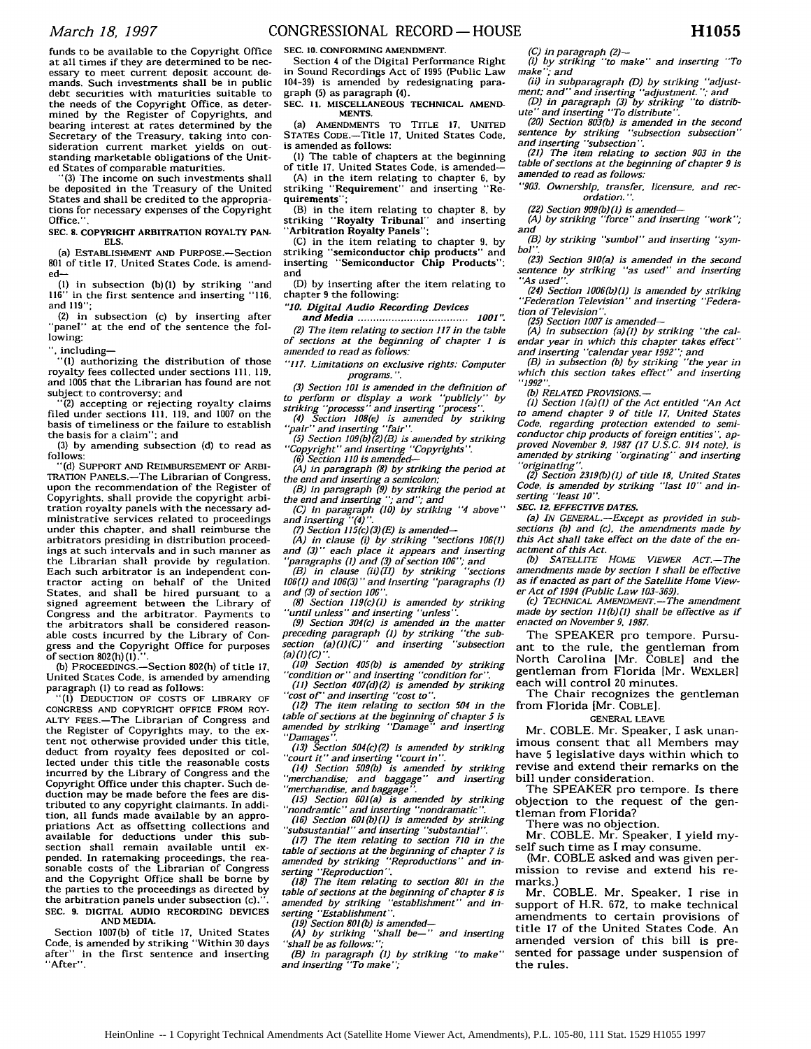funds to be available to the Copyright Office at all times if they are determined to be necessary to meet current deposit account demands. Such investments shall be in public debt securities with maturities suitable to the needs of the Copyright Office, as determined by the Register of Copyrights, and bearing interest at rates determined by the Secretary of the Treasury, taking into consideration current market yields on outstanding marketable obligations of the United States of comparable maturities.

"(3) The income on such investments shall be deposited in the Treasury of the United States and shall be credited to the appropriations for necessary expenses of the Copyright Office.".

**SEC. 8. COPYRIGHT ARBITRATION ROYALTY PANELS.**

(a) ESTABLISHMENT AND PURPOSE.—Section 801 of title 17, United States Code, is amended—

(1) in subsection (b)(1) by striking "and 116" in the first sentence and inserting "116, and 119";

(2) in subsection (c) by inserting after "panel" at the end of the sentence the following:

", including—

"(1) authorizing the distribution of those royalty fees collected under sections 111, 119, and 1005 that the Librarian has found are not subject to controversy; and

"(2) accepting or rejecting royalty claims filed under sections 111, 119, and 1007 on the basis of timeliness or the failure to establish the basis for a claim"; and

(3) by amending subsection (d) to read as follows:

"(d) SUPPORT AND REIMBURSEMENT OF ARBITRATION PANELS.—The Librarian of Congress, upon the recommendation of the Register of Copyrights, shall provide the copyright arbitration royalty panels with the necessary administrative services related to proceedings under this chapter, and shall reimburse the arbitrators presiding in distribution proceedings at such intervals and in such manner as the Librarian shall provide by regulation. Each such arbitrator is an independent contractor acting on behalf of the United States, and shall be hired pursuant to a signed agreement between the Library of Congress and the arbitrator. Payments to the arbitrators shall be considered reasonable costs incurred by the Library of Congress and the Copyright Office for purposes of section 802(h)(1).".

(b) PROCEEDINGS.—Section 802(h) of title 17, United States Code, is amended by amending paragraph (1) to read as follows:

"(1) DEDUCTION OF COSTS OF LIBRARY OF CONGRESS AND COPYRIGHT OFFICE FROM ROYALTY FEES.—The Librarian of Congress and the Register of Copyrights may, to the extent not otherwise provided under this title, deduct from royalty fees deposited or collected under this title the reasonable costs incurred by the Library of Congress and the Copyright Office under this chapter. Such deduction may be made before the fees are distributed to any copyright claimants. In addition, all funds made available by an appropriations Act as offsetting collections and available for deductions under this subsection shall remain available until expended. In ratemaking proceedings, the reasonable costs of the Librarian of Congress and the Copyright Office shall be borne by the parties to the proceedings as directed by the arbitration panels under subsection (c).".

**SEC. 9. DIGITAL AUDIO RECORDING DEVICES AND MEDIA.**

Section 1007(b) of title 17, United States Code, is amended by striking "Within 30 days after" in the first sentence and inserting "After".

**SEC. 10. CONFORMING AMENDMENT.**

Section 4 of the Digital Performance Right in Sound Recordings Act of 1995 (Public Law 104–39) is amended by redesignating paragraph (5) as paragraph (4).

**SEC. 11. MISCELLANEOUS TECHNICAL AMENDMENTS.**

(a) AMENDMENTS TO TITLE 17, UNITED STATES CODE.—Title 17, United States Code, is amended as follows:

(1) The table of chapters at the beginning of title 17, United States Code, is amended—

(A) in the item relating to chapter 6, by striking "**Requirement**" and inserting "**Requirements**";

(B) in the item relating to chapter 8, by striking "**Royalty Tribunal**" and inserting "**Arbitration Royalty Panels**";

(C) in the item relating to chapter 9, by striking "**semiconductor chip products**" and inserting "**Semiconductor Chip Products**"; and

(D) by inserting after the item relating to chapter 9 the following:

"**10. Digital Audio Recording Devices and Media** .................................... **1001**".

*(2) The item relating to section 117 in the table of sections at the beginning of chapter 1 is amended to read as follows:*

*"117. Limitations on exclusive rights: Computer programs.".*

*(3) Section 101 is amended in the definition of to perform or display a work "publicly" by striking "processs" and inserting "process".*

*(4) Section 108(e) is amended by striking "pair" and inserting "fair".*

*(5) Section 109(b)(2)(B) is amended by striking "Copyright" and inserting "Copyrights".*

*(6) Section 110 is amended—*

*(A) in paragraph (8) by striking the period at the end and inserting a semicolon;*

*(B) in paragraph (9) by striking the period at the end and inserting "; and"; and*

*(C) in paragraph (10) by striking "4 above" and inserting "(4)".*

*(7) Section 115(c)(3)(E) is amended—*

*(A) in clause (i) by striking "sections 106(1) and (3)" each place it appears and inserting "paragraphs (1) and (3) of section 106"; and*

*(B) in clause (ii)(II) by striking "sections 106(1) and 106(3)" and inserting "paragraphs (1) and (3) of section 106".*

*(8) Section 119(c)(1) is amended by striking "until unless" and inserting "unless".*

*(9) Section 304(c) is amended in the matter preceding paragraph (1) by striking "the subsection (a)(1)(C)" and inserting "subsection (a)(1)(C)".*

*(10) Section 405(b) is amended by striking "condition or" and inserting "condition for".*

*(11) Section 407(d)(2) is amended by striking "cost of" and inserting "cost to".*

*(12) The item relating to section 504 in the table of sections at the beginning of chapter 5 is amended by striking "Damage" and inserting "Damages".*

*(13) Section 504(c)(2) is amended by striking "court it" and inserting "court in".*

*(14) Section 509(b) is amended by striking "merchandise; and baggage" and inserting "merchandise, and baggage".*

*(15) Section 601(a) is amended by striking "nondramtic" and inserting "nondramatic".*

*(16) Section 601(b)(1) is amended by striking "subsustantial" and inserting "substantial".*

*(17) The item relating to section 710 in the table of sections at the beginning of chapter 7 is amended by striking "Reproductions" and inserting "Reproduction".*

*(18) The item relating to section 801 in the table of sections at the beginning of chapter 8 is amended by striking "establishment" and inserting "Establishment".*

*(19) Section 801(b) is amended—*

*(A) by striking "shall be—" and inserting "shall be as follows:";*

*(B) in paragraph (1) by striking "to make" and inserting "To make";*

*(C) in paragraph (2)—*

*(i) by striking "to make" and inserting "To make"; and*

*(ii) in subparagraph (D) by striking "adjustment; and" and inserting "adjustment."; and*

*(D) in paragraph (3) by striking "to distribute" and inserting "To distribute".*

*(20) Section 803(b) is amended in the second sentence by striking "subsection subsection" and inserting "subsection".*

*(21) The item relating to section 903 in the table of sections at the beginning of chapter 9 is amended to read as follows:*

*"903. Ownership, transfer, licensure, and recordation.".*

*(22) Section 909(b)(1) is amended—*

*(A) by striking "force" and inserting "work"; and*

*(B) by striking "sumbol" and inserting "symbol".*

*(23) Section 910(a) is amended in the second sentence by striking "as used" and inserting "As used".*

*(24) Section 1006(b)(1) is amended by striking "Federation Television" and inserting "Federation of Television".*

*(25) Section 1007 is amended—*

*(A) in subsection (a)(1) by striking "the calendar year in which this chapter takes effect" and inserting "calendar year 1992"; and*

*(B) in subsection (b) by striking "the year in which this section takes effect" and inserting "1992".*

*(b) RELATED PROVISIONS.—*

*(1) Section 1(a)(1) of the Act entitled "An Act to amend chapter 9 of title 17, United States Code, regarding protection extended to semiconductor chip products of foreign entities", approved November 9, 1987 (17 U.S.C. 914 note), is amended by striking "orginating" and inserting "originating".*

*(2) Section 2319(b)(1) of title 18, United States Code, is amended by striking "last 10" and inserting "least 10".*

***SEC. 12. EFFECTIVE DATES.***

*(a) IN GENERAL.—Except as provided in subsections (b) and (c), the amendments made by this Act shall take effect on the date of the enactment of this Act.*

*(b) SATELLITE HOME VIEWER ACT.—The amendments made by section 1 shall be effective as if enacted as part of the Satellite Home Viewer Act of 1994 (Public Law 103–369).*

*(c) TECHNICAL AMENDMENT.—The amendment made by section 11(b)(1) shall be effective as if enacted on November 9, 1987.*

The SPEAKER pro tempore. Pursuant to the rule, the gentleman from North Carolina [Mr. COBLE] and the gentleman from Florida [Mr. WEXLER] each will control 20 minutes.

The Chair recognizes the gentleman from Florida [Mr. COBLE].

GENERAL LEAVE

Mr. COBLE. Mr. Speaker, I ask unanimous consent that all Members may have 5 legislative days within which to revise and extend their remarks on the bill under consideration.

The SPEAKER pro tempore. Is there objection to the request of the gentleman from Florida?

There was no objection.

Mr. COBLE. Mr. Speaker, I yield myself such time as I may consume.

(Mr. COBLE asked and was given permission to revise and extend his remarks.)

Mr. COBLE. Mr. Speaker, I rise in support of H.R. 672, to make technical amendments to certain provisions of title 17 of the United States Code. An amended version of this bill is presented for passage under suspension of the rules.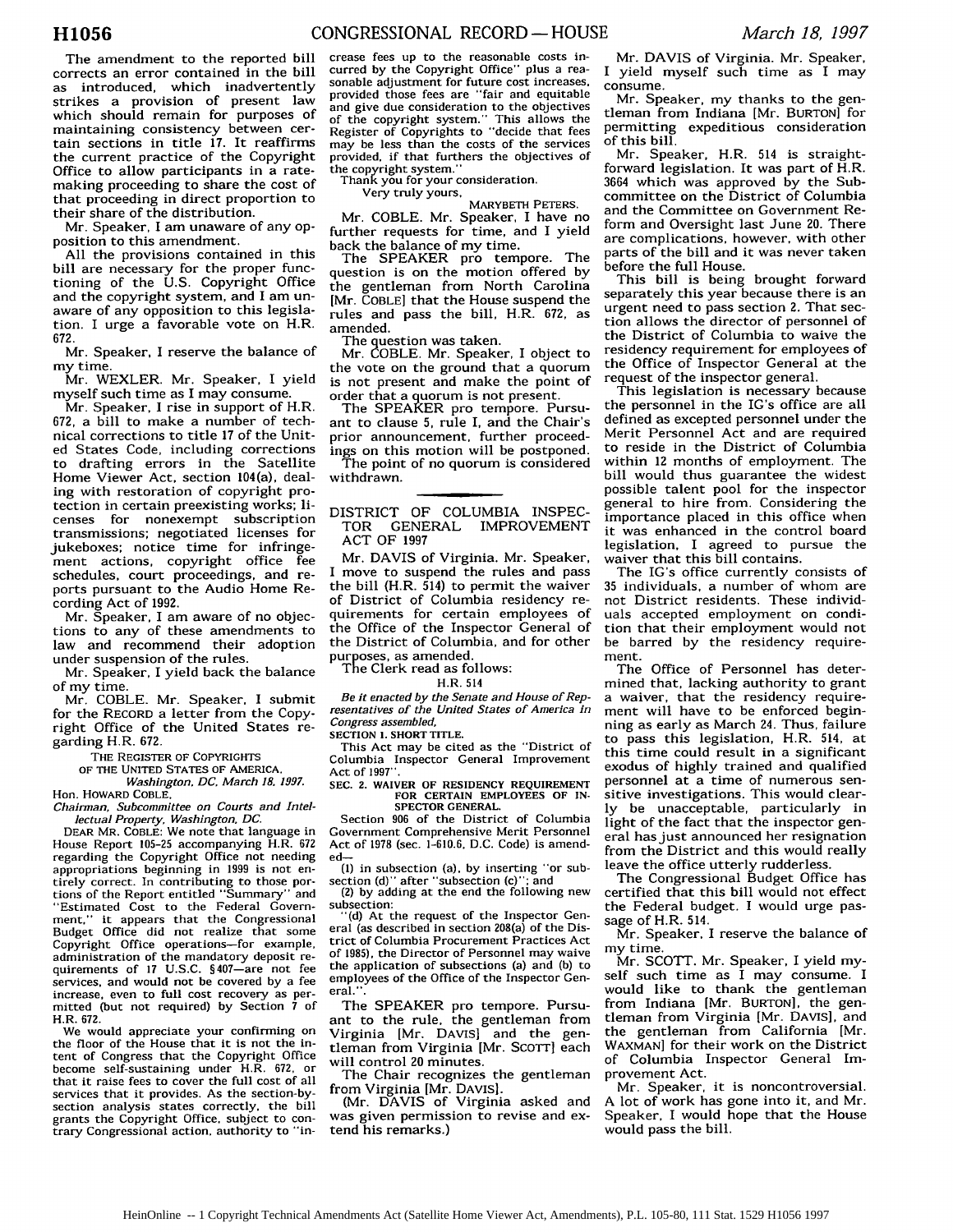The amendment to the reported bill corrects an error contained in the bill as introduced, which inadvertently strikes a provision of present law which should remain for purposes of maintaining consistency between certain sections in title 17. It reaffirms the current practice of the Copyright Office to allow participants in a rate-making proceeding to share the cost of that proceeding in direct proportion to their share of the distribution.

Mr. Speaker, I am unaware of any opposition to this amendment.

All the provisions contained in this bill are necessary for the proper functioning of the U.S. Copyright Office and the copyright system, and I am unaware of any opposition to this legislation. I urge a favorable vote on H.R. 672.

Mr. Speaker, I reserve the balance of my time.

Mr. WEXLER. Mr. Speaker, I yield myself such time as I may consume.

Mr. Speaker, I rise in support of H.R. 672, a bill to make a number of technical corrections to title 17 of the United States Code, including corrections to drafting errors in the Satellite Home Viewer Act, section 104(a), dealing with restoration of copyright protection in certain preexisting works; licenses for nonexempt subscription transmissions; negotiated licenses for jukeboxes; notice time for infringement actions, copyright office fee schedules, court proceedings, and reports pursuant to the Audio Home Recording Act of 1992.

Mr. Speaker, I am aware of no objections to any of these amendments to law and recommend their adoption under suspension of the rules.

Mr. Speaker, I yield back the balance of my time.

Mr. COBLE. Mr. Speaker, I submit for the RECORD a letter from the Copyright Office of the United States regarding H.R. 672.

THE REGISTER OF COPYRIGHTS OF THE UNITED STATES OF AMERICA,
*Washington, DC, March 18, 1997.*

Hon. HOWARD COBLE,
*Chairman, Subcommittee on Courts and Intellectual Property, Washington, DC.*

DEAR MR. COBLE: We note that language in House Report 105-25 accompanying H.R. 672 regarding the Copyright Office not needing appropriations beginning in 1999 is not entirely correct. In contributing to those portions of the Report entitled "Summary" and "Estimated Cost to the Federal Government," it appears that the Congressional Budget Office did not realize that some Copyright Office operations—for example, administration of the mandatory deposit requirements of 17 U.S.C. §407—are not fee services, and would not be covered by a fee increase, even to full cost recovery as permitted (but not required) by Section 7 of H.R. 672.

We would appreciate your confirming on the floor of the House that it is not the intent of Congress that the Copyright Office become self-sustaining under H.R. 672, or that it raise fees to cover the full cost of all services that it provides. As the section-by-section analysis states correctly, the bill grants the Copyright Office, subject to contrary Congressional action, authority to "increase fees up to the reasonable costs incurred by the Copyright Office" plus a reasonable adjustment for future cost increases, provided those fees are "fair and equitable and give due consideration to the objectives of the copyright system." This allows the Register of Copyrights to "decide that fees may be less than the costs of the services provided, if that furthers the objectives of the copyright system."

Thank you for your consideration.

Very truly yours,

MARYBETH PETERS.

Mr. COBLE. Mr. Speaker, I have no further requests for time, and I yield back the balance of my time.

The SPEAKER pro tempore. The question is on the motion offered by the gentleman from North Carolina [Mr. COBLE] that the House suspend the rules and pass the bill, H.R. 672, as amended.

The question was taken.

Mr. COBLE. Mr. Speaker, I object to the vote on the ground that a quorum is not present and make the point of order that a quorum is not present.

The SPEAKER pro tempore. Pursuant to clause 5, rule I, and the Chair's prior announcement, further proceedings on this motion will be postponed.

The point of no quorum is considered withdrawn.

## DISTRICT OF COLUMBIA INSPECTOR GENERAL IMPROVEMENT ACT OF 1997

Mr. DAVIS of Virginia. Mr. Speaker, I move to suspend the rules and pass the bill (H.R. 514) to permit the waiver of District of Columbia residency requirements for certain employees of the Office of the Inspector General of the District of Columbia, and for other purposes, as amended.

The Clerk read as follows:

H.R. 514

*Be it enacted by the Senate and House of Representatives of the United States of America in Congress assembled,*

**SECTION 1. SHORT TITLE.**

This Act may be cited as the "District of Columbia Inspector General Improvement Act of 1997".

**SEC. 2. WAIVER OF RESIDENCY REQUIREMENT FOR CERTAIN EMPLOYEES OF INSPECTOR GENERAL.**

Section 906 of the District of Columbia Government Comprehensive Merit Personnel Act of 1978 (sec. 1-610.6, D.C. Code) is amended—

(1) in subsection (a), by inserting "or subsection (d)" after "subsection (c)"; and

(2) by adding at the end the following new subsection:

"(d) At the request of the Inspector General (as described in section 208(a) of the District of Columbia Procurement Practices Act of 1985), the Director of Personnel may waive the application of subsections (a) and (b) to employees of the Office of the Inspector General.".

The SPEAKER pro tempore. Pursuant to the rule, the gentleman from Virginia [Mr. DAVIS] and the gentleman from Virginia [Mr. SCOTT] each will control 20 minutes.

The Chair recognizes the gentleman from Virginia [Mr. DAVIS].

(Mr. DAVIS of Virginia asked and was given permission to revise and extend his remarks.)

Mr. DAVIS of Virginia. Mr. Speaker, I yield myself such time as I may consume.

Mr. Speaker, my thanks to the gentleman from Indiana [Mr. BURTON] for permitting expeditious consideration of this bill.

Mr. Speaker, H.R. 514 is straightforward legislation. It was part of H.R. 3664 which was approved by the Subcommittee on the District of Columbia and the Committee on Government Reform and Oversight last June 20. There are complications, however, with other parts of the bill and it was never taken before the full House.

This bill is being brought forward separately this year because there is an urgent need to pass section 2. That section allows the director of personnel of the District of Columbia to waive the residency requirement for employees of the Office of Inspector General at the request of the inspector general.

This legislation is necessary because the personnel in the IG's office are all defined as excepted personnel under the Merit Personnel Act and are required to reside in the District of Columbia within 12 months of employment. The bill would thus guarantee the widest possible talent pool for the inspector general to hire from. Considering the importance placed in this office when it was enhanced in the control board legislation, I agreed to pursue the waiver that this bill contains.

The IG's office currently consists of 35 individuals, a number of whom are not District residents. These individuals accepted employment on condition that their employment would not be barred by the residency requirement.

The Office of Personnel has determined that, lacking authority to grant a waiver, that the residency requirement will have to be enforced beginning as early as March 24. Thus, failure to pass this legislation, H.R. 514, at this time could result in a significant exodus of highly trained and qualified personnel at a time of numerous sensitive investigations. This would clearly be unacceptable, particularly in light of the fact that the inspector general has just announced her resignation from the District and this would really leave the office utterly rudderless.

The Congressional Budget Office has certified that this bill would not effect the Federal budget. I would urge passage of H.R. 514.

Mr. Speaker, I reserve the balance of my time.

Mr. SCOTT. Mr. Speaker, I yield myself such time as I may consume. I would like to thank the gentleman from Indiana [Mr. BURTON], the gentleman from Virginia [Mr. DAVIS], and the gentleman from California [Mr. WAXMAN] for their work on the District of Columbia Inspector General Improvement Act.

Mr. Speaker, it is noncontroversial. A lot of work has gone into it, and Mr. Speaker, I would hope that the House would pass the bill.